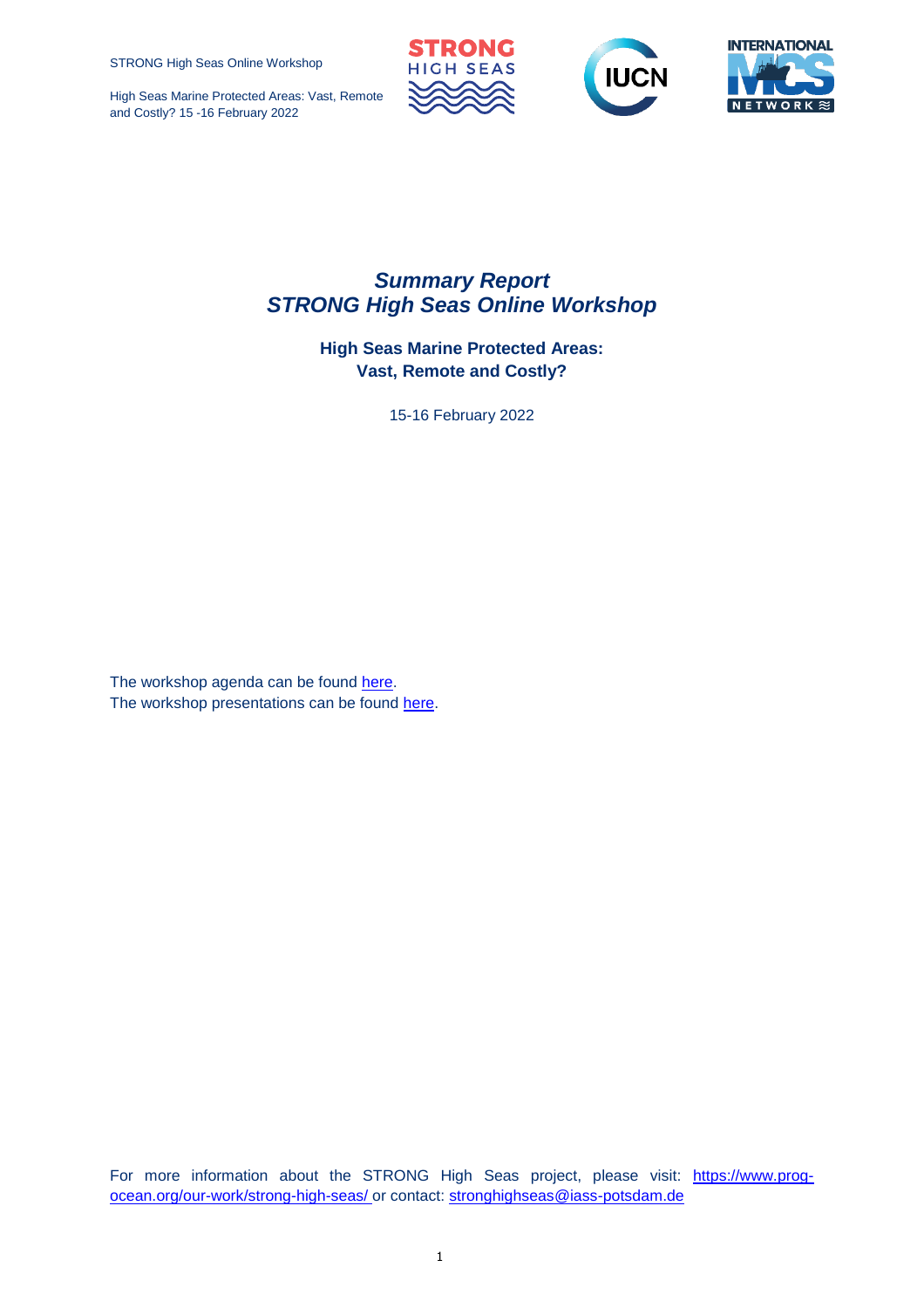# *Summary Report*
# *STRONG High Seas Online Workshop*

**High Seas Marine Protected Areas: Vast, Remote and Costly?**

15-16 February 2022

The workshop agenda can be found here.
The workshop presentations can be found here.

For more information about the STRONG High Seas project, please visit: https://www.prog-ocean.org/our-work/strong-high-seas/ or contact: stronghighseas@iass-potsdam.de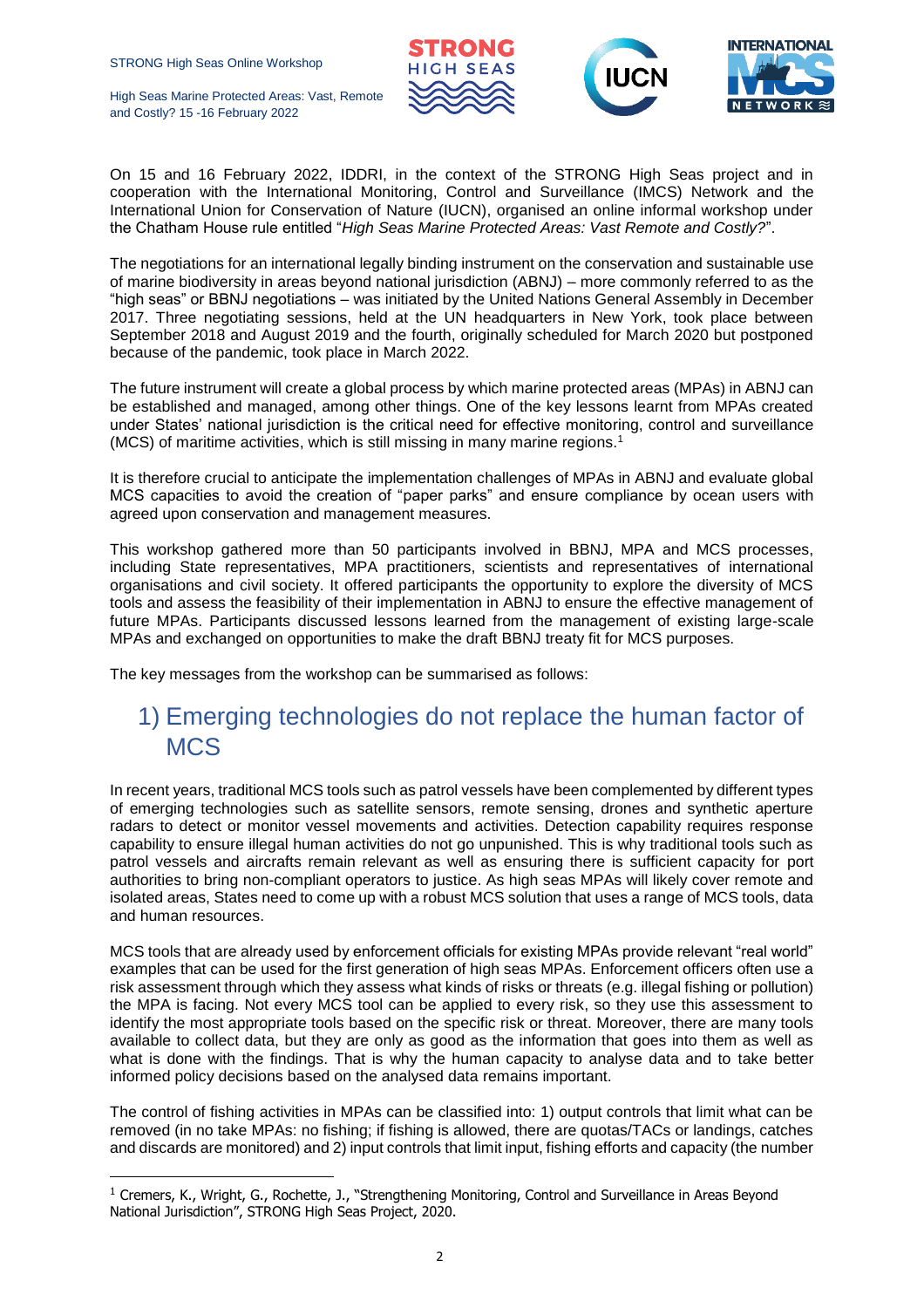On 15 and 16 February 2022, IDDRI, in the context of the STRONG High Seas project and in cooperation with the International Monitoring, Control and Surveillance (IMCS) Network and the International Union for Conservation of Nature (IUCN), organised an online informal workshop under the Chatham House rule entitled "*High Seas Marine Protected Areas: Vast Remote and Costly?*".

The negotiations for an international legally binding instrument on the conservation and sustainable use of marine biodiversity in areas beyond national jurisdiction (ABNJ) – more commonly referred to as the "high seas" or BBNJ negotiations – was initiated by the United Nations General Assembly in December 2017. Three negotiating sessions, held at the UN headquarters in New York, took place between September 2018 and August 2019 and the fourth, originally scheduled for March 2020 but postponed because of the pandemic, took place in March 2022.

The future instrument will create a global process by which marine protected areas (MPAs) in ABNJ can be established and managed, among other things. One of the key lessons learnt from MPAs created under States' national jurisdiction is the critical need for effective monitoring, control and surveillance (MCS) of maritime activities, which is still missing in many marine regions.[1]

It is therefore crucial to anticipate the implementation challenges of MPAs in ABNJ and evaluate global MCS capacities to avoid the creation of "paper parks" and ensure compliance by ocean users with agreed upon conservation and management measures.

This workshop gathered more than 50 participants involved in BBNJ, MPA and MCS processes, including State representatives, MPA practitioners, scientists and representatives of international organisations and civil society. It offered participants the opportunity to explore the diversity of MCS tools and assess the feasibility of their implementation in ABNJ to ensure the effective management of future MPAs. Participants discussed lessons learned from the management of existing large-scale MPAs and exchanged on opportunities to make the draft BBNJ treaty fit for MCS purposes.

The key messages from the workshop can be summarised as follows:

## 1) Emerging technologies do not replace the human factor of MCS

In recent years, traditional MCS tools such as patrol vessels have been complemented by different types of emerging technologies such as satellite sensors, remote sensing, drones and synthetic aperture radars to detect or monitor vessel movements and activities. Detection capability requires response capability to ensure illegal human activities do not go unpunished. This is why traditional tools such as patrol vessels and aircrafts remain relevant as well as ensuring there is sufficient capacity for port authorities to bring non-compliant operators to justice. As high seas MPAs will likely cover remote and isolated areas, States need to come up with a robust MCS solution that uses a range of MCS tools, data and human resources.

MCS tools that are already used by enforcement officials for existing MPAs provide relevant "real world" examples that can be used for the first generation of high seas MPAs. Enforcement officers often use a risk assessment through which they assess what kinds of risks or threats (e.g. illegal fishing or pollution) the MPA is facing. Not every MCS tool can be applied to every risk, so they use this assessment to identify the most appropriate tools based on the specific risk or threat. Moreover, there are many tools available to collect data, but they are only as good as the information that goes into them as well as what is done with the findings. That is why the human capacity to analyse data and to take better informed policy decisions based on the analysed data remains important.

The control of fishing activities in MPAs can be classified into: 1) output controls that limit what can be removed (in no take MPAs: no fishing; if fishing is allowed, there are quotas/TACs or landings, catches and discards are monitored) and 2) input controls that limit input, fishing efforts and capacity (the number

[1] Cremers, K., Wright, G., Rochette, J., "Strengthening Monitoring, Control and Surveillance in Areas Beyond National Jurisdiction", STRONG High Seas Project, 2020.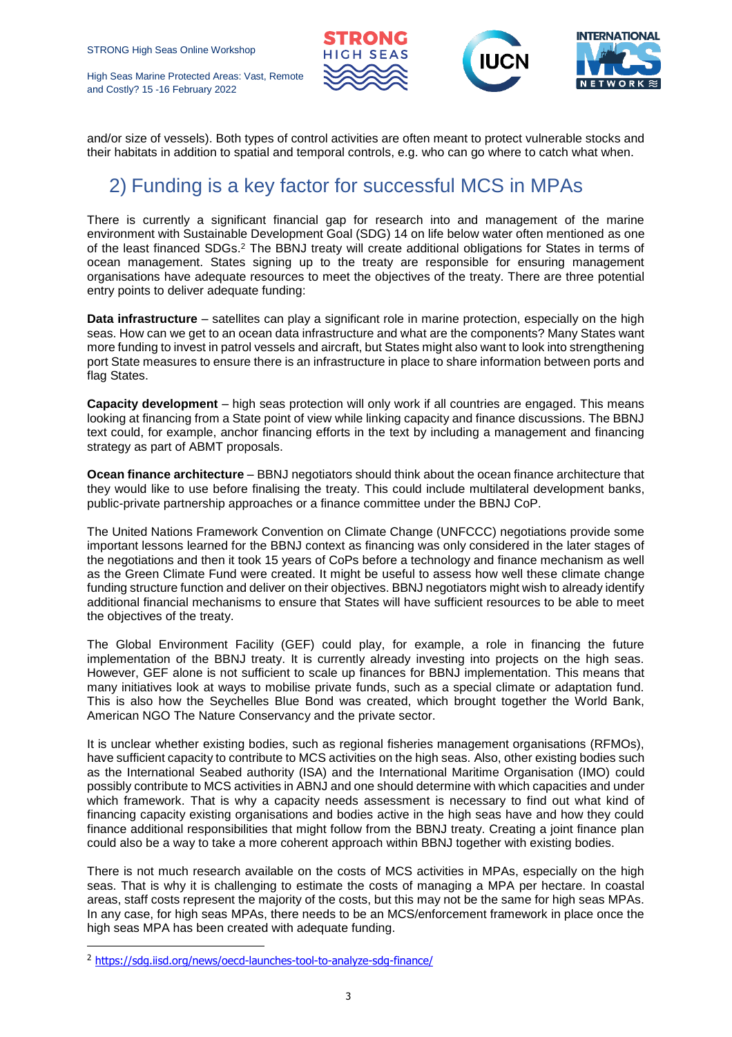and/or size of vessels). Both types of control activities are often meant to protect vulnerable stocks and their habitats in addition to spatial and temporal controls, e.g. who can go where to catch what when.

## 2) Funding is a key factor for successful MCS in MPAs

There is currently a significant financial gap for research into and management of the marine environment with Sustainable Development Goal (SDG) 14 on life below water often mentioned as one of the least financed SDGs.[2] The BBNJ treaty will create additional obligations for States in terms of ocean management. States signing up to the treaty are responsible for ensuring management organisations have adequate resources to meet the objectives of the treaty. There are three potential entry points to deliver adequate funding:

**Data infrastructure** – satellites can play a significant role in marine protection, especially on the high seas. How can we get to an ocean data infrastructure and what are the components? Many States want more funding to invest in patrol vessels and aircraft, but States might also want to look into strengthening port State measures to ensure there is an infrastructure in place to share information between ports and flag States.

**Capacity development** – high seas protection will only work if all countries are engaged. This means looking at financing from a State point of view while linking capacity and finance discussions. The BBNJ text could, for example, anchor financing efforts in the text by including a management and financing strategy as part of ABMT proposals.

**Ocean finance architecture** – BBNJ negotiators should think about the ocean finance architecture that they would like to use before finalising the treaty. This could include multilateral development banks, public-private partnership approaches or a finance committee under the BBNJ CoP.

The United Nations Framework Convention on Climate Change (UNFCCC) negotiations provide some important lessons learned for the BBNJ context as financing was only considered in the later stages of the negotiations and then it took 15 years of CoPs before a technology and finance mechanism as well as the Green Climate Fund were created. It might be useful to assess how well these climate change funding structure function and deliver on their objectives. BBNJ negotiators might wish to already identify additional financial mechanisms to ensure that States will have sufficient resources to be able to meet the objectives of the treaty.

The Global Environment Facility (GEF) could play, for example, a role in financing the future implementation of the BBNJ treaty. It is currently already investing into projects on the high seas. However, GEF alone is not sufficient to scale up finances for BBNJ implementation. This means that many initiatives look at ways to mobilise private funds, such as a special climate or adaptation fund. This is also how the Seychelles Blue Bond was created, which brought together the World Bank, American NGO The Nature Conservancy and the private sector.

It is unclear whether existing bodies, such as regional fisheries management organisations (RFMOs), have sufficient capacity to contribute to MCS activities on the high seas. Also, other existing bodies such as the International Seabed authority (ISA) and the International Maritime Organisation (IMO) could possibly contribute to MCS activities in ABNJ and one should determine with which capacities and under which framework. That is why a capacity needs assessment is necessary to find out what kind of financing capacity existing organisations and bodies active in the high seas have and how they could finance additional responsibilities that might follow from the BBNJ treaty. Creating a joint finance plan could also be a way to take a more coherent approach within BBNJ together with existing bodies.

There is not much research available on the costs of MCS activities in MPAs, especially on the high seas. That is why it is challenging to estimate the costs of managing a MPA per hectare. In coastal areas, staff costs represent the majority of the costs, but this may not be the same for high seas MPAs. In any case, for high seas MPAs, there needs to be an MCS/enforcement framework in place once the high seas MPA has been created with adequate funding.

[2] https://sdg.iisd.org/news/oecd-launches-tool-to-analyze-sdg-finance/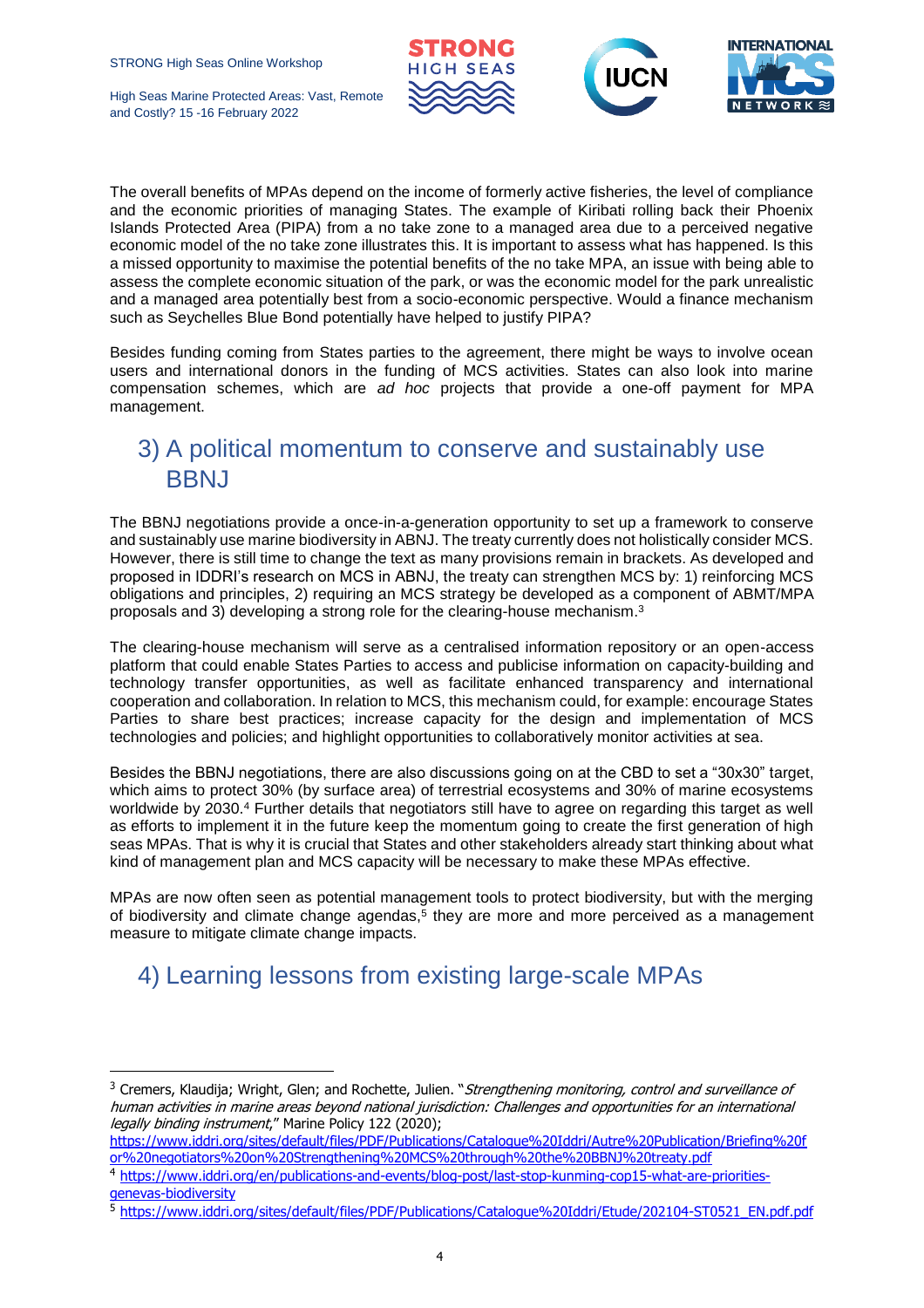The overall benefits of MPAs depend on the income of formerly active fisheries, the level of compliance and the economic priorities of managing States. The example of Kiribati rolling back their Phoenix Islands Protected Area (PIPA) from a no take zone to a managed area due to a perceived negative economic model of the no take zone illustrates this. It is important to assess what has happened. Is this a missed opportunity to maximise the potential benefits of the no take MPA, an issue with being able to assess the complete economic situation of the park, or was the economic model for the park unrealistic and a managed area potentially best from a socio-economic perspective. Would a finance mechanism such as Seychelles Blue Bond potentially have helped to justify PIPA?

Besides funding coming from States parties to the agreement, there might be ways to involve ocean users and international donors in the funding of MCS activities. States can also look into marine compensation schemes, which are *ad hoc* projects that provide a one-off payment for MPA management.

## 3) A political momentum to conserve and sustainably use BBNJ

The BBNJ negotiations provide a once-in-a-generation opportunity to set up a framework to conserve and sustainably use marine biodiversity in ABNJ. The treaty currently does not holistically consider MCS. However, there is still time to change the text as many provisions remain in brackets. As developed and proposed in IDDRI's research on MCS in ABNJ, the treaty can strengthen MCS by: 1) reinforcing MCS obligations and principles, 2) requiring an MCS strategy be developed as a component of ABMT/MPA proposals and 3) developing a strong role for the clearing-house mechanism.[3]

The clearing-house mechanism will serve as a centralised information repository or an open-access platform that could enable States Parties to access and publicise information on capacity-building and technology transfer opportunities, as well as facilitate enhanced transparency and international cooperation and collaboration. In relation to MCS, this mechanism could, for example: encourage States Parties to share best practices; increase capacity for the design and implementation of MCS technologies and policies; and highlight opportunities to collaboratively monitor activities at sea.

Besides the BBNJ negotiations, there are also discussions going on at the CBD to set a "30x30" target, which aims to protect 30% (by surface area) of terrestrial ecosystems and 30% of marine ecosystems worldwide by 2030.[4] Further details that negotiators still have to agree on regarding this target as well as efforts to implement it in the future keep the momentum going to create the first generation of high seas MPAs. That is why it is crucial that States and other stakeholders already start thinking about what kind of management plan and MCS capacity will be necessary to make these MPAs effective.

MPAs are now often seen as potential management tools to protect biodiversity, but with the merging of biodiversity and climate change agendas,[5] they are more and more perceived as a management measure to mitigate climate change impacts.

## 4) Learning lessons from existing large-scale MPAs

---

[3] Cremers, Klaudija; Wright, Glen; and Rochette, Julien. "*Strengthening monitoring, control and surveillance of human activities in marine areas beyond national jurisdiction: Challenges and opportunities for an international legally binding instrument*," Marine Policy 122 (2020); https://www.iddri.org/sites/default/files/PDF/Publications/Catalogue%20Iddri/Autre%20Publication/Briefing%20for%20negotiators%20on%20Strengthening%20MCS%20through%20the%20BBNJ%20treaty.pdf

[4] https://www.iddri.org/en/publications-and-events/blog-post/last-stop-kunming-cop15-what-are-priorities-genevas-biodiversity

[5] https://www.iddri.org/sites/default/files/PDF/Publications/Catalogue%20Iddri/Etude/202104-ST0521_EN.pdf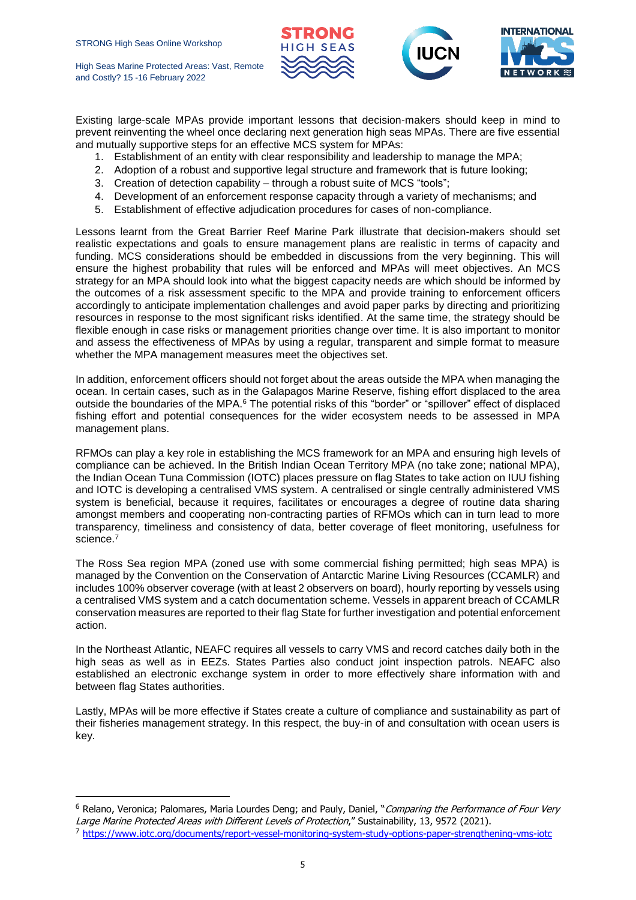Existing large-scale MPAs provide important lessons that decision-makers should keep in mind to prevent reinventing the wheel once declaring next generation high seas MPAs. There are five essential and mutually supportive steps for an effective MCS system for MPAs:

1. Establishment of an entity with clear responsibility and leadership to manage the MPA;
2. Adoption of a robust and supportive legal structure and framework that is future looking;
3. Creation of detection capability – through a robust suite of MCS "tools";
4. Development of an enforcement response capacity through a variety of mechanisms; and
5. Establishment of effective adjudication procedures for cases of non-compliance.

Lessons learnt from the Great Barrier Reef Marine Park illustrate that decision-makers should set realistic expectations and goals to ensure management plans are realistic in terms of capacity and funding. MCS considerations should be embedded in discussions from the very beginning. This will ensure the highest probability that rules will be enforced and MPAs will meet objectives. An MCS strategy for an MPA should look into what the biggest capacity needs are which should be informed by the outcomes of a risk assessment specific to the MPA and provide training to enforcement officers accordingly to anticipate implementation challenges and avoid paper parks by directing and prioritizing resources in response to the most significant risks identified. At the same time, the strategy should be flexible enough in case risks or management priorities change over time. It is also important to monitor and assess the effectiveness of MPAs by using a regular, transparent and simple format to measure whether the MPA management measures meet the objectives set.

In addition, enforcement officers should not forget about the areas outside the MPA when managing the ocean. In certain cases, such as in the Galapagos Marine Reserve, fishing effort displaced to the area outside the boundaries of the MPA.[6] The potential risks of this "border" or "spillover" effect of displaced fishing effort and potential consequences for the wider ecosystem needs to be assessed in MPA management plans.

RFMOs can play a key role in establishing the MCS framework for an MPA and ensuring high levels of compliance can be achieved. In the British Indian Ocean Territory MPA (no take zone; national MPA), the Indian Ocean Tuna Commission (IOTC) places pressure on flag States to take action on IUU fishing and IOTC is developing a centralised VMS system. A centralised or single centrally administered VMS system is beneficial, because it requires, facilitates or encourages a degree of routine data sharing amongst members and cooperating non-contracting parties of RFMOs which can in turn lead to more transparency, timeliness and consistency of data, better coverage of fleet monitoring, usefulness for science.[7]

The Ross Sea region MPA (zoned use with some commercial fishing permitted; high seas MPA) is managed by the Convention on the Conservation of Antarctic Marine Living Resources (CCAMLR) and includes 100% observer coverage (with at least 2 observers on board), hourly reporting by vessels using a centralised VMS system and a catch documentation scheme. Vessels in apparent breach of CCAMLR conservation measures are reported to their flag State for further investigation and potential enforcement action.

In the Northeast Atlantic, NEAFC requires all vessels to carry VMS and record catches daily both in the high seas as well as in EEZs. States Parties also conduct joint inspection patrols. NEAFC also established an electronic exchange system in order to more effectively share information with and between flag States authorities.

Lastly, MPAs will be more effective if States create a culture of compliance and sustainability as part of their fisheries management strategy. In this respect, the buy-in of and consultation with ocean users is key.

---

[6] Relano, Veronica; Palomares, Maria Lourdes Deng; and Pauly, Daniel, "*Comparing the Performance of Four Very Large Marine Protected Areas with Different Levels of Protection*," Sustainability, 13, 9572 (2021).

[7] https://www.iotc.org/documents/report-vessel-monitoring-system-study-options-paper-strengthening-vms-iotc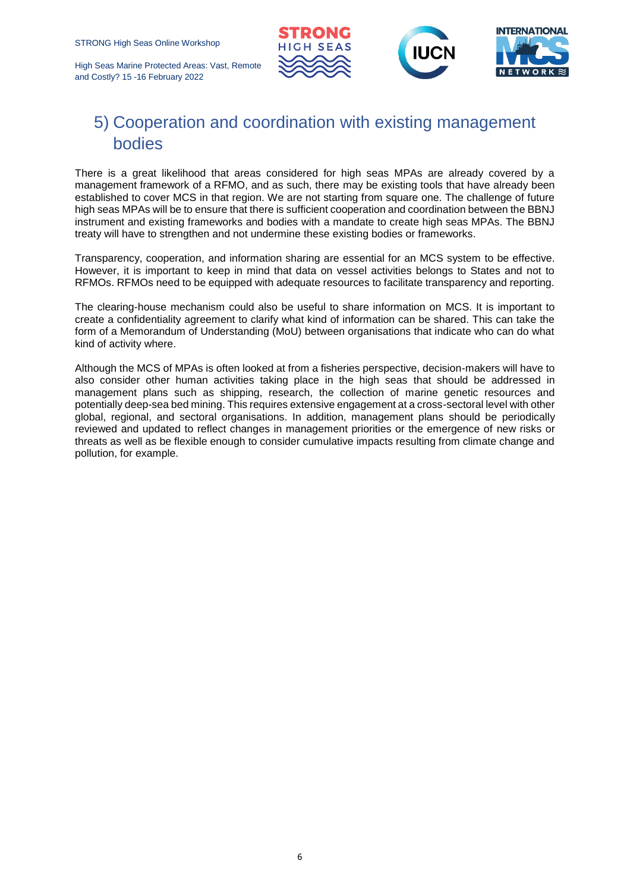## 5) Cooperation and coordination with existing management bodies

There is a great likelihood that areas considered for high seas MPAs are already covered by a management framework of a RFMO, and as such, there may be existing tools that have already been established to cover MCS in that region. We are not starting from square one. The challenge of future high seas MPAs will be to ensure that there is sufficient cooperation and coordination between the BBNJ instrument and existing frameworks and bodies with a mandate to create high seas MPAs. The BBNJ treaty will have to strengthen and not undermine these existing bodies or frameworks.

Transparency, cooperation, and information sharing are essential for an MCS system to be effective. However, it is important to keep in mind that data on vessel activities belongs to States and not to RFMOs. RFMOs need to be equipped with adequate resources to facilitate transparency and reporting.

The clearing-house mechanism could also be useful to share information on MCS. It is important to create a confidentiality agreement to clarify what kind of information can be shared. This can take the form of a Memorandum of Understanding (MoU) between organisations that indicate who can do what kind of activity where.

Although the MCS of MPAs is often looked at from a fisheries perspective, decision-makers will have to also consider other human activities taking place in the high seas that should be addressed in management plans such as shipping, research, the collection of marine genetic resources and potentially deep-sea bed mining. This requires extensive engagement at a cross-sectoral level with other global, regional, and sectoral organisations. In addition, management plans should be periodically reviewed and updated to reflect changes in management priorities or the emergence of new risks or threats as well as be flexible enough to consider cumulative impacts resulting from climate change and pollution, for example.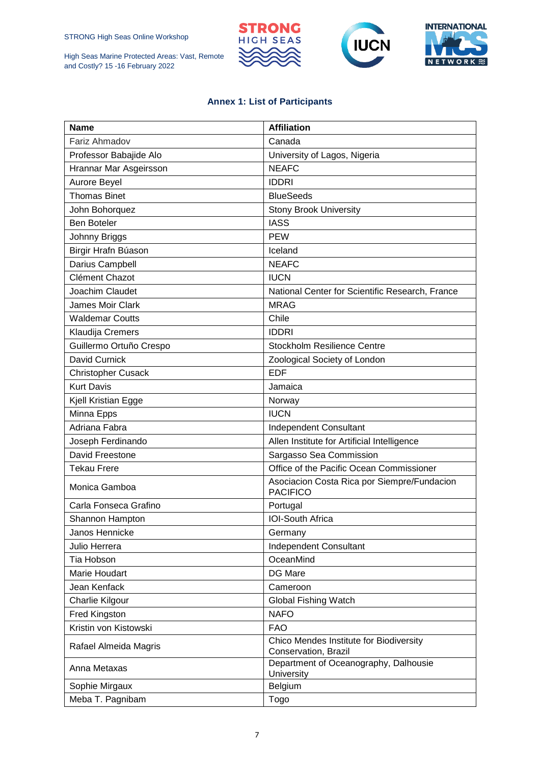### Annex 1: List of Participants

| Name | Affiliation |
|---|---|
| Fariz Ahmadov | Canada |
| Professor Babajide Alo | University of Lagos, Nigeria |
| Hrannar Mar Asgeirsson | NEAFC |
| Aurore Beyel | IDDRI |
| Thomas Binet | BlueSeeds |
| John Bohorquez | Stony Brook University |
| Ben Boteler | IASS |
| Johnny Briggs | PEW |
| Birgir Hrafn Búason | Iceland |
| Darius Campbell | NEAFC |
| Clément Chazot | IUCN |
| Joachim Claudet | National Center for Scientific Research, France |
| James Moir Clark | MRAG |
| Waldemar Coutts | Chile |
| Klaudija Cremers | IDDRI |
| Guillermo Ortuño Crespo | Stockholm Resilience Centre |
| David Curnick | Zoological Society of London |
| Christopher Cusack | EDF |
| Kurt Davis | Jamaica |
| Kjell Kristian Egge | Norway |
| Minna Epps | IUCN |
| Adriana Fabra | Independent Consultant |
| Joseph Ferdinando | Allen Institute for Artificial Intelligence |
| David Freestone | Sargasso Sea Commission |
| Tekau Frere | Office of the Pacific Ocean Commissioner |
| Monica Gamboa | Asociacion Costa Rica por Siempre/Fundacion PACIFICO |
| Carla Fonseca Grafino | Portugal |
| Shannon Hampton | IOI-South Africa |
| Janos Hennicke | Germany |
| Julio Herrera | Independent Consultant |
| Tia Hobson | OceanMind |
| Marie Houdart | DG Mare |
| Jean Kenfack | Cameroon |
| Charlie Kilgour | Global Fishing Watch |
| Fred Kingston | NAFO |
| Kristin von Kistowski | FAO |
| Rafael Almeida Magris | Chico Mendes Institute for Biodiversity Conservation, Brazil |
| Anna Metaxas | Department of Oceanography, Dalhousie University |
| Sophie Mirgaux | Belgium |
| Meba T. Pagnibam | Togo |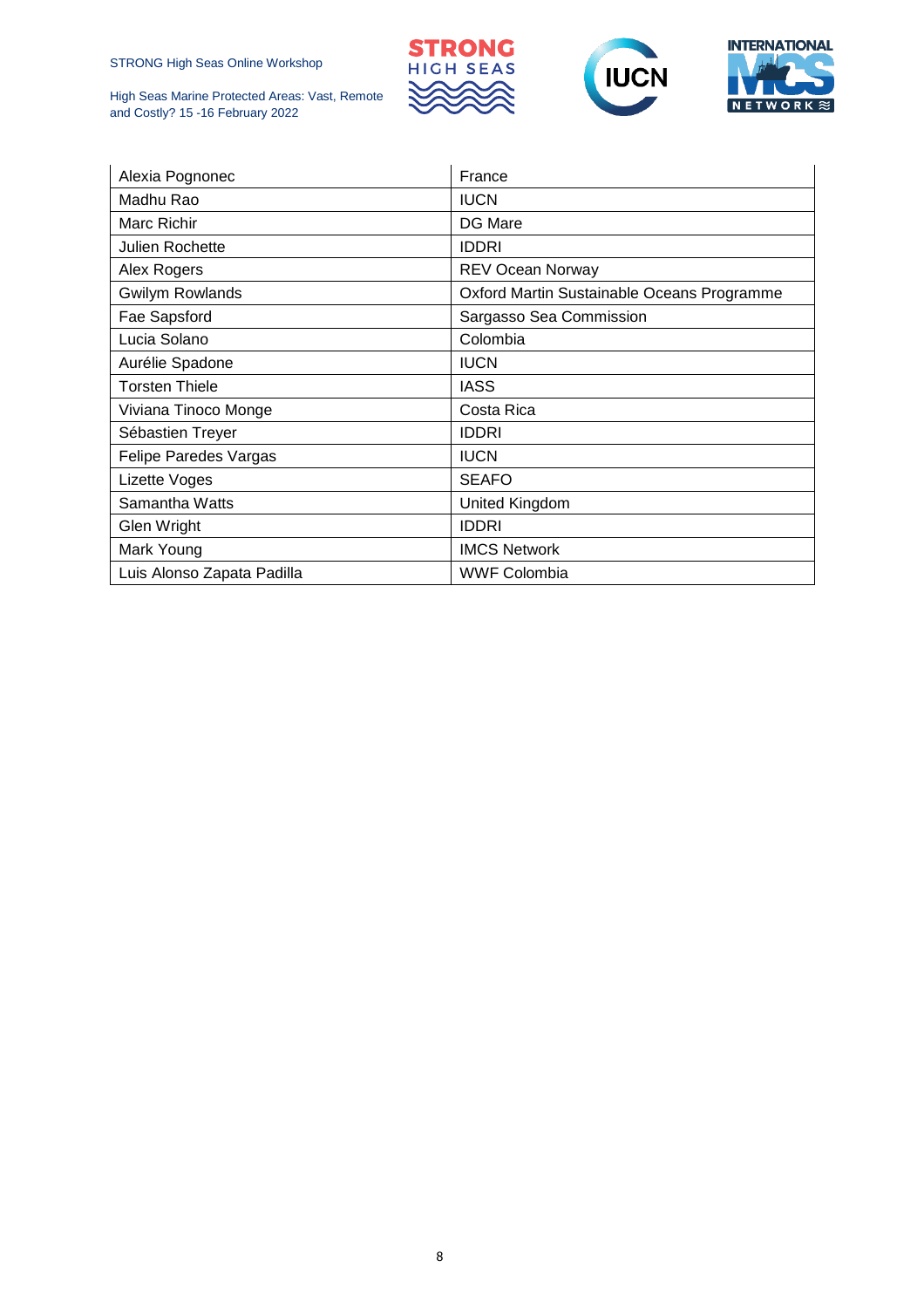| | |
|---|---|
| Alexia Pognonec | France |
| Madhu Rao | IUCN |
| Marc Richir | DG Mare |
| Julien Rochette | IDDRI |
| Alex Rogers | REV Ocean Norway |
| Gwilym Rowlands | Oxford Martin Sustainable Oceans Programme |
| Fae Sapsford | Sargasso Sea Commission |
| Lucia Solano | Colombia |
| Aurélie Spadone | IUCN |
| Torsten Thiele | IASS |
| Viviana Tinoco Monge | Costa Rica |
| Sébastien Treyer | IDDRI |
| Felipe Paredes Vargas | IUCN |
| Lizette Voges | SEAFO |
| Samantha Watts | United Kingdom |
| Glen Wright | IDDRI |
| Mark Young | IMCS Network |
| Luis Alonso Zapata Padilla | WWF Colombia |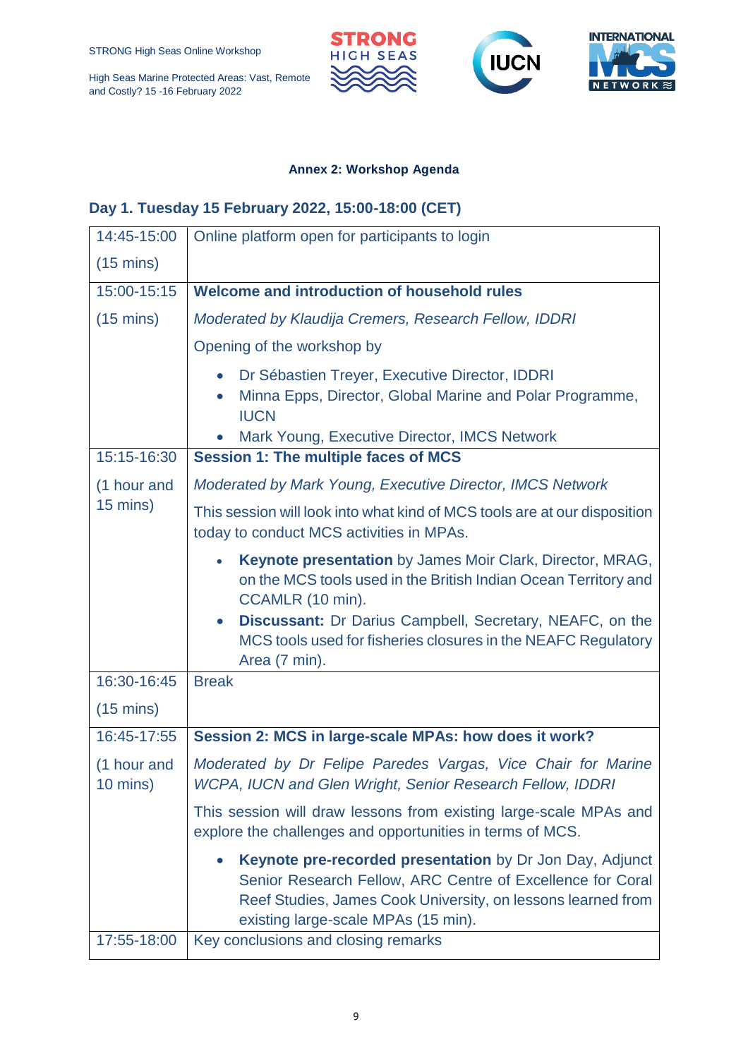**Annex 2: Workshop Agenda**

## Day 1. Tuesday 15 February 2022, 15:00-18:00 (CET)

| | |
|---|---|
| 14:45-15:00 (15 mins) | Online platform open for participants to login |
| 15:00-15:15 (15 mins) | **Welcome and introduction of household rules**<br>*Moderated by Klaudija Cremers, Research Fellow, IDDRI*<br>Opening of the workshop by<br>• Dr Sébastien Treyer, Executive Director, IDDRI<br>• Minna Epps, Director, Global Marine and Polar Programme, IUCN<br>• Mark Young, Executive Director, IMCS Network |
| 15:15-16:30 (1 hour and 15 mins) | **Session 1: The multiple faces of MCS**<br>*Moderated by Mark Young, Executive Director, IMCS Network*<br>This session will look into what kind of MCS tools are at our disposition today to conduct MCS activities in MPAs.<br>• **Keynote presentation** by James Moir Clark, Director, MRAG, on the MCS tools used in the British Indian Ocean Territory and CCAMLR (10 min).<br>• **Discussant:** Dr Darius Campbell, Secretary, NEAFC, on the MCS tools used for fisheries closures in the NEAFC Regulatory Area (7 min). |
| 16:30-16:45 (15 mins) | Break |
| 16:45-17:55 (1 hour and 10 mins) | **Session 2: MCS in large-scale MPAs: how does it work?**<br>*Moderated by Dr Felipe Paredes Vargas, Vice Chair for Marine WCPA, IUCN and Glen Wright, Senior Research Fellow, IDDRI*<br>This session will draw lessons from existing large-scale MPAs and explore the challenges and opportunities in terms of MCS.<br>• **Keynote pre-recorded presentation** by Dr Jon Day, Adjunct Senior Research Fellow, ARC Centre of Excellence for Coral Reef Studies, James Cook University, on lessons learned from existing large-scale MPAs (15 min). |
| 17:55-18:00 | Key conclusions and closing remarks |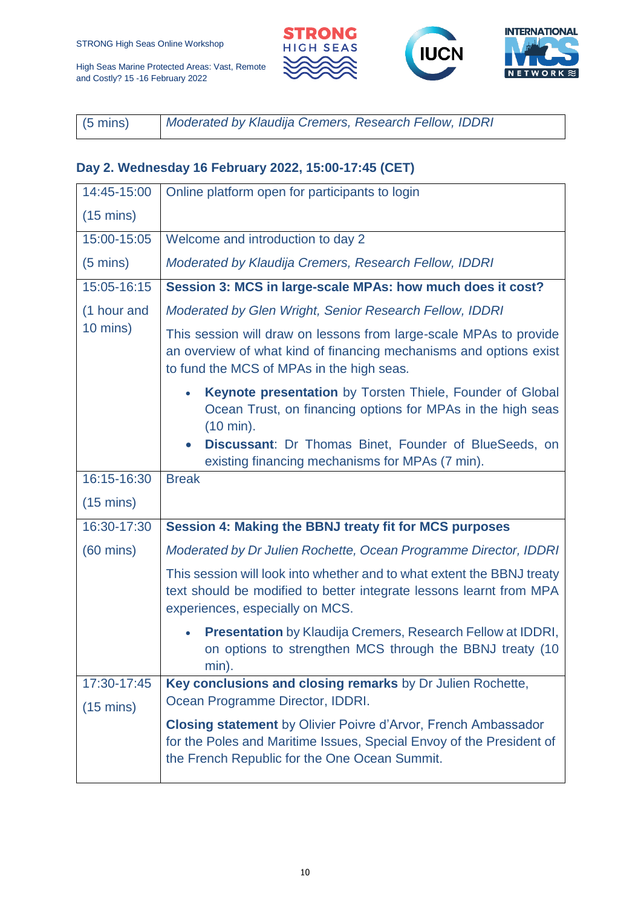| (5 mins) | *Moderated by Klaudija Cremers, Research Fellow, IDDRI* |
|---|---|

## Day 2. Wednesday 16 February 2022, 15:00-17:45 (CET)

| Time | Programme |
|---|---|
| 14:45-15:00 (15 mins) | Online platform open for participants to login |
| 15:00-15:05 (5 mins) | Welcome and introduction to day 2<br>*Moderated by Klaudija Cremers, Research Fellow, IDDRI* |
| 15:05-16:15 (1 hour and 10 mins) | **Session 3: MCS in large-scale MPAs: how much does it cost?**<br>*Moderated by Glen Wright, Senior Research Fellow, IDDRI*<br>This session will draw on lessons from large-scale MPAs to provide an overview of what kind of financing mechanisms and options exist to fund the MCS of MPAs in the high seas.<br>• **Keynote presentation** by Torsten Thiele, Founder of Global Ocean Trust, on financing options for MPAs in the high seas (10 min).<br>• **Discussant**: Dr Thomas Binet, Founder of BlueSeeds, on existing financing mechanisms for MPAs (7 min). |
| 16:15-16:30 (15 mins) | Break |
| 16:30-17:30 (60 mins) | **Session 4: Making the BBNJ treaty fit for MCS purposes**<br>*Moderated by Dr Julien Rochette, Ocean Programme Director, IDDRI*<br>This session will look into whether and to what extent the BBNJ treaty text should be modified to better integrate lessons learnt from MPA experiences, especially on MCS.<br>• **Presentation** by Klaudija Cremers, Research Fellow at IDDRI, on options to strengthen MCS through the BBNJ treaty (10 min). |
| 17:30-17:45 (15 mins) | **Key conclusions and closing remarks** by Dr Julien Rochette, Ocean Programme Director, IDDRI.<br>**Closing statement** by Olivier Poivre d'Arvor, French Ambassador for the Poles and Maritime Issues, Special Envoy of the President of the French Republic for the One Ocean Summit. |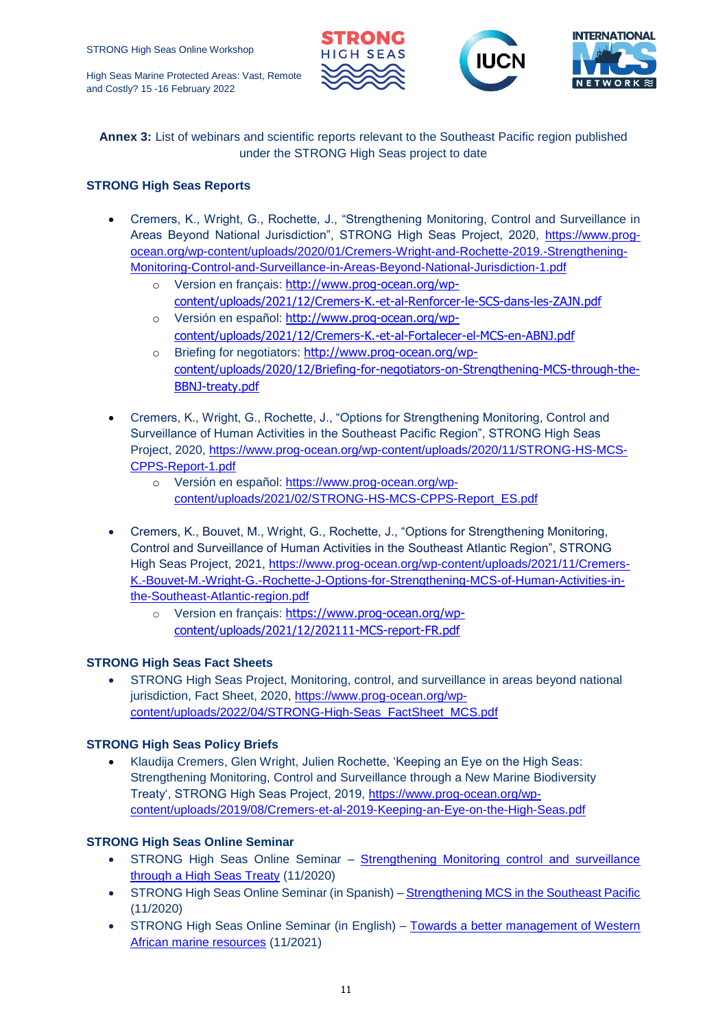**Annex 3:** List of webinars and scientific reports relevant to the Southeast Pacific region published under the STRONG High Seas project to date

### STRONG High Seas Reports

- Cremers, K., Wright, G., Rochette, J., "Strengthening Monitoring, Control and Surveillance in Areas Beyond National Jurisdiction", STRONG High Seas Project, 2020, https://www.prog-ocean.org/wp-content/uploads/2020/01/Cremers-Wright-and-Rochette-2019.-Strengthening-Monitoring-Control-and-Surveillance-in-Areas-Beyond-National-Jurisdiction-1.pdf
  - Version en français: http://www.prog-ocean.org/wp-content/uploads/2021/12/Cremers-K.-et-al-Renforcer-le-SCS-dans-les-ZAJN.pdf
  - Versión en español: http://www.prog-ocean.org/wp-content/uploads/2021/12/Cremers-K.-et-al-Fortalecer-el-MCS-en-ABNJ.pdf
  - Briefing for negotiators: http://www.prog-ocean.org/wp-content/uploads/2020/12/Briefing-for-negotiators-on-Strengthening-MCS-through-the-BBNJ-treaty.pdf

- Cremers, K., Wright, G., Rochette, J., "Options for Strengthening Monitoring, Control and Surveillance of Human Activities in the Southeast Pacific Region", STRONG High Seas Project, 2020, https://www.prog-ocean.org/wp-content/uploads/2020/11/STRONG-HS-MCS-CPPS-Report-1.pdf
  - Versión en español: https://www.prog-ocean.org/wp-content/uploads/2021/02/STRONG-HS-MCS-CPPS-Report_ES.pdf

- Cremers, K., Bouvet, M., Wright, G., Rochette, J., "Options for Strengthening Monitoring, Control and Surveillance of Human Activities in the Southeast Atlantic Region", STRONG High Seas Project, 2021, https://www.prog-ocean.org/wp-content/uploads/2021/11/Cremers-K.-Bouvet-M.-Wright-G.-Rochette-J-Options-for-Strengthening-MCS-of-Human-Activities-in-the-Southeast-Atlantic-region.pdf
  - Version en français: https://www.prog-ocean.org/wp-content/uploads/2021/12/202111-MCS-report-FR.pdf

### STRONG High Seas Fact Sheets

- STRONG High Seas Project, Monitoring, control, and surveillance in areas beyond national jurisdiction, Fact Sheet, 2020, https://www.prog-ocean.org/wp-content/uploads/2022/04/STRONG-High-Seas_FactSheet_MCS.pdf

### STRONG High Seas Policy Briefs

- Klaudija Cremers, Glen Wright, Julien Rochette, 'Keeping an Eye on the High Seas: Strengthening Monitoring, Control and Surveillance through a New Marine Biodiversity Treaty', STRONG High Seas Project, 2019, https://www.prog-ocean.org/wp-content/uploads/2019/08/Cremers-et-al-2019-Keeping-an-Eye-on-the-High-Seas.pdf

### STRONG High Seas Online Seminar

- STRONG High Seas Online Seminar – Strengthening Monitoring control and surveillance through a High Seas Treaty (11/2020)
- STRONG High Seas Online Seminar (in Spanish) – Strengthening MCS in the Southeast Pacific (11/2020)
- STRONG High Seas Online Seminar (in English) – Towards a better management of Western African marine resources (11/2021)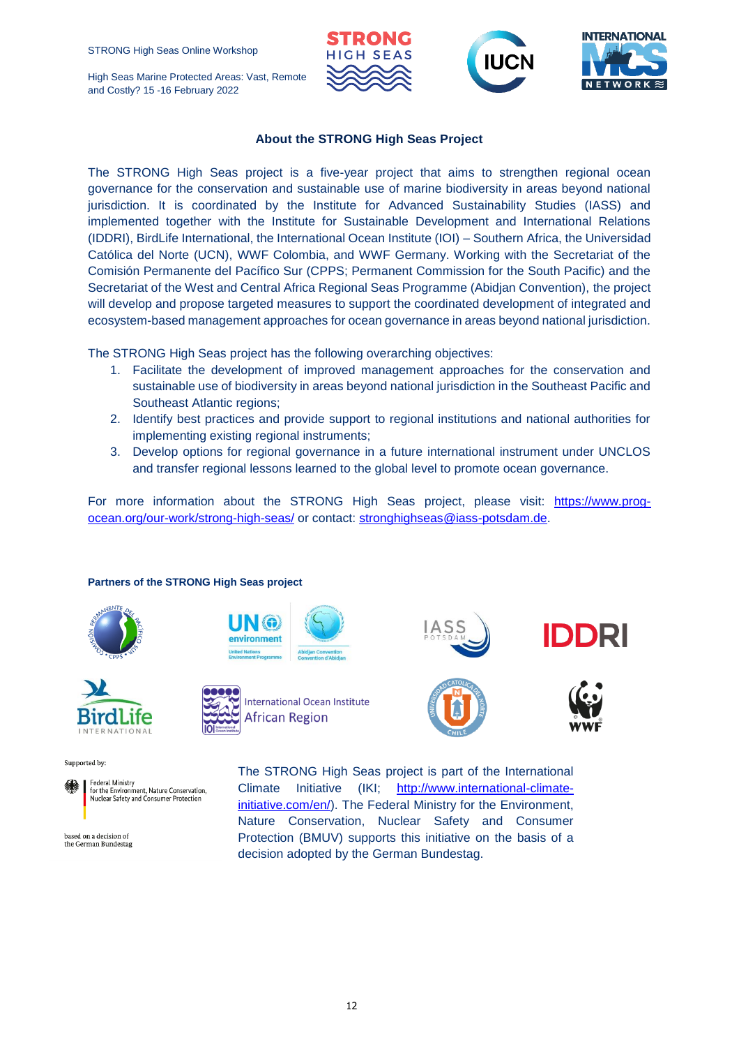## About the STRONG High Seas Project

The STRONG High Seas project is a five-year project that aims to strengthen regional ocean governance for the conservation and sustainable use of marine biodiversity in areas beyond national jurisdiction. It is coordinated by the Institute for Advanced Sustainability Studies (IASS) and implemented together with the Institute for Sustainable Development and International Relations (IDDRI), BirdLife International, the International Ocean Institute (IOI) – Southern Africa, the Universidad Católica del Norte (UCN), WWF Colombia, and WWF Germany. Working with the Secretariat of the Comisión Permanente del Pacífico Sur (CPPS; Permanent Commission for the South Pacific) and the Secretariat of the West and Central Africa Regional Seas Programme (Abidjan Convention), the project will develop and propose targeted measures to support the coordinated development of integrated and ecosystem-based management approaches for ocean governance in areas beyond national jurisdiction.

The STRONG High Seas project has the following overarching objectives:

1. Facilitate the development of improved management approaches for the conservation and sustainable use of biodiversity in areas beyond national jurisdiction in the Southeast Pacific and Southeast Atlantic regions;
2. Identify best practices and provide support to regional institutions and national authorities for implementing existing regional instruments;
3. Develop options for regional governance in a future international instrument under UNCLOS and transfer regional lessons learned to the global level to promote ocean governance.

For more information about the STRONG High Seas project, please visit: https://www.prog-ocean.org/our-work/strong-high-seas/ or contact: stronghighseas@iass-potsdam.de.

**Partners of the STRONG High Seas project**

Supported by:

Federal Ministry for the Environment, Nature Conservation, Nuclear Safety and Consumer Protection

based on a decision of the German Bundestag

The STRONG High Seas project is part of the International Climate Initiative (IKI; http://www.international-climate-initiative.com/en/). The Federal Ministry for the Environment, Nature Conservation, Nuclear Safety and Consumer Protection (BMUV) supports this initiative on the basis of a decision adopted by the German Bundestag.